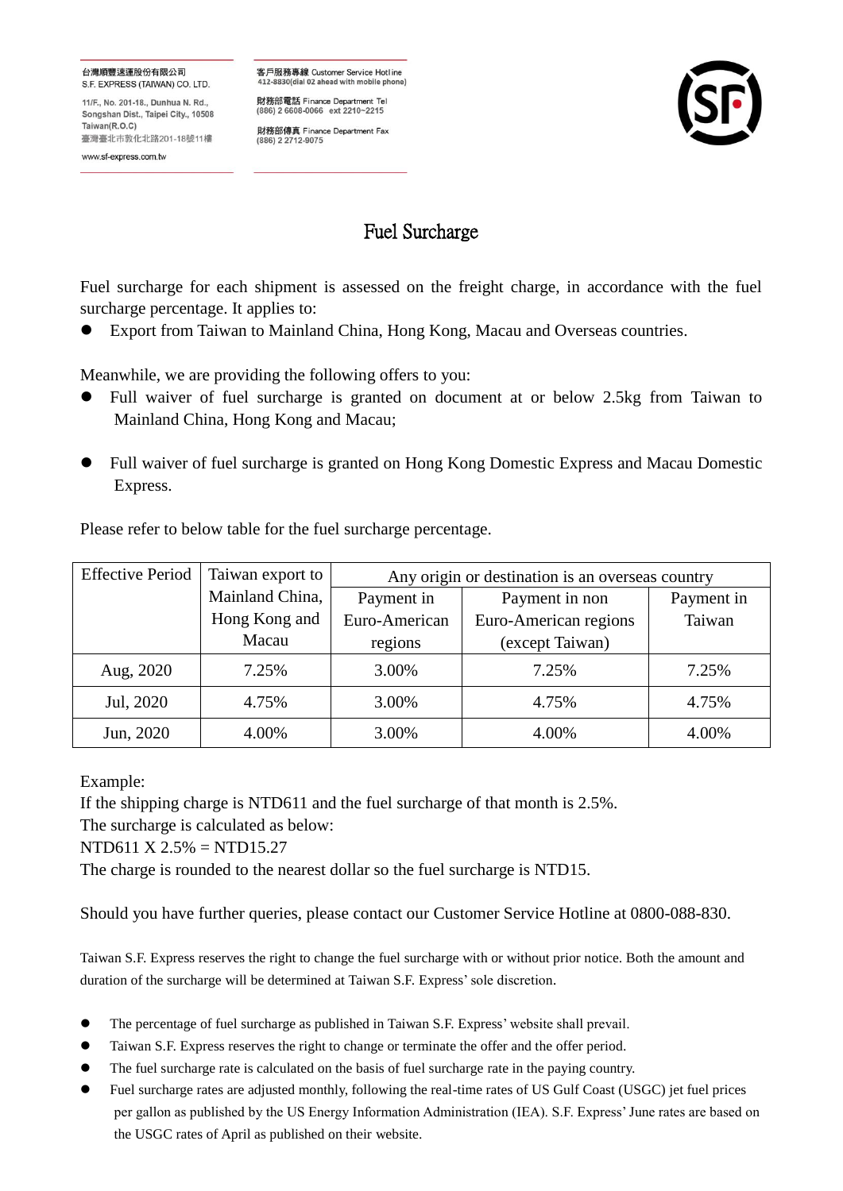台灣順豐速運股份有限公司
S.F. EXPRESS (TAIWAN) CO. LTD.

11/F., No. 201-18., Dunhua N. Rd., Songshan Dist., Taipei City., 10508 Taiwan(R.O.C)
臺灣臺北市敦化北路201-18號11樓

www.sf-express.com.tw

客戶服務專線 Customer Service Hotline
412-8830(dial 02 ahead with mobile phone)

財務部電話 Finance Department Tel
(886) 2 6608-0066 ext 2210~2215

財務部傳真 Finance Department Fax
(886) 2 2712-9075

# Fuel Surcharge

Fuel surcharge for each shipment is assessed on the freight charge, in accordance with the fuel surcharge percentage. It applies to:

- Export from Taiwan to Mainland China, Hong Kong, Macau and Overseas countries.

Meanwhile, we are providing the following offers to you:

- Full waiver of fuel surcharge is granted on document at or below 2.5kg from Taiwan to Mainland China, Hong Kong and Macau;

- Full waiver of fuel surcharge is granted on Hong Kong Domestic Express and Macau Domestic Express.

Please refer to below table for the fuel surcharge percentage.

| Effective Period | Taiwan export to Mainland China, Hong Kong and Macau | Any origin or destination is an overseas country | | |
|---|---|---|---|---|
| | | Payment in Euro-American regions | Payment in non Euro-American regions (except Taiwan) | Payment in Taiwan |
| Aug, 2020 | 7.25% | 3.00% | 7.25% | 7.25% |
| Jul, 2020 | 4.75% | 3.00% | 4.75% | 4.75% |
| Jun, 2020 | 4.00% | 3.00% | 4.00% | 4.00% |

Example:
If the shipping charge is NTD611 and the fuel surcharge of that month is 2.5%.
The surcharge is calculated as below:
NTD611 X 2.5% = NTD15.27
The charge is rounded to the nearest dollar so the fuel surcharge is NTD15.

Should you have further queries, please contact our Customer Service Hotline at 0800-088-830.

Taiwan S.F. Express reserves the right to change the fuel surcharge with or without prior notice. Both the amount and duration of the surcharge will be determined at Taiwan S.F. Express' sole discretion.

- The percentage of fuel surcharge as published in Taiwan S.F. Express' website shall prevail.
- Taiwan S.F. Express reserves the right to change or terminate the offer and the offer period.
- The fuel surcharge rate is calculated on the basis of fuel surcharge rate in the paying country.
- Fuel surcharge rates are adjusted monthly, following the real-time rates of US Gulf Coast (USGC) jet fuel prices per gallon as published by the US Energy Information Administration (IEA). S.F. Express' June rates are based on the USGC rates of April as published on their website.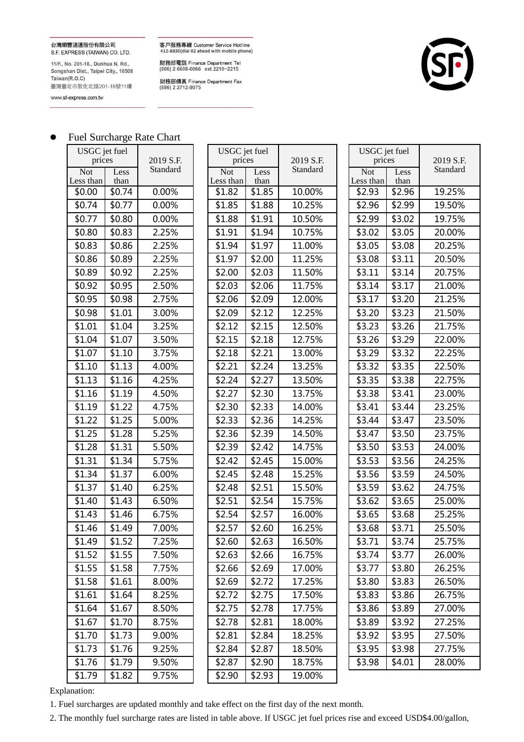台灣順豐速運股份有限公司
S.F. EXPRESS (TAIWAN) CO. LTD.

11/F., No. 201-18., Dunhua N. Rd., Songshan Dist., Taipei City., 10508 Taiwan(R.O.C)
臺灣臺北市敦化北路201-18號11樓

www.sf-express.com.tw

客戶服務專線 Customer Service Hotline
412-8830(dial 02 ahead with mobile phone)

財務部電話 Finance Department Tel
(886) 2 6608-0066 ext 2210~2215

財務部傳真 Finance Department Fax
(886) 2 2712-9075

- Fuel Surcharge Rate Chart

| USGC jet fuel prices | | 2019 S.F. Standard |
|---|---|---|
| Not Less than | Less than | |
| $0.00 | $0.74 | 0.00% |
| $0.74 | $0.77 | 0.00% |
| $0.77 | $0.80 | 0.00% |
| $0.80 | $0.83 | 2.25% |
| $0.83 | $0.86 | 2.25% |
| $0.86 | $0.89 | 2.25% |
| $0.89 | $0.92 | 2.25% |
| $0.92 | $0.95 | 2.50% |
| $0.95 | $0.98 | 2.75% |
| $0.98 | $1.01 | 3.00% |
| $1.01 | $1.04 | 3.25% |
| $1.04 | $1.07 | 3.50% |
| $1.07 | $1.10 | 3.75% |
| $1.10 | $1.13 | 4.00% |
| $1.13 | $1.16 | 4.25% |
| $1.16 | $1.19 | 4.50% |
| $1.19 | $1.22 | 4.75% |
| $1.22 | $1.25 | 5.00% |
| $1.25 | $1.28 | 5.25% |
| $1.28 | $1.31 | 5.50% |
| $1.31 | $1.34 | 5.75% |
| $1.34 | $1.37 | 6.00% |
| $1.37 | $1.40 | 6.25% |
| $1.40 | $1.43 | 6.50% |
| $1.43 | $1.46 | 6.75% |
| $1.46 | $1.49 | 7.00% |
| $1.49 | $1.52 | 7.25% |
| $1.52 | $1.55 | 7.50% |
| $1.55 | $1.58 | 7.75% |
| $1.58 | $1.61 | 8.00% |
| $1.61 | $1.64 | 8.25% |
| $1.64 | $1.67 | 8.50% |
| $1.67 | $1.70 | 8.75% |
| $1.70 | $1.73 | 9.00% |
| $1.73 | $1.76 | 9.25% |
| $1.76 | $1.79 | 9.50% |
| $1.79 | $1.82 | 9.75% |

| USGC jet fuel prices | | 2019 S.F. Standard |
|---|---|---|
| Not Less than | Less than | |
| $1.82 | $1.85 | 10.00% |
| $1.85 | $1.88 | 10.25% |
| $1.88 | $1.91 | 10.50% |
| $1.91 | $1.94 | 10.75% |
| $1.94 | $1.97 | 11.00% |
| $1.97 | $2.00 | 11.25% |
| $2.00 | $2.03 | 11.50% |
| $2.03 | $2.06 | 11.75% |
| $2.06 | $2.09 | 12.00% |
| $2.09 | $2.12 | 12.25% |
| $2.12 | $2.15 | 12.50% |
| $2.15 | $2.18 | 12.75% |
| $2.18 | $2.21 | 13.00% |
| $2.21 | $2.24 | 13.25% |
| $2.24 | $2.27 | 13.50% |
| $2.27 | $2.30 | 13.75% |
| $2.30 | $2.33 | 14.00% |
| $2.33 | $2.36 | 14.25% |
| $2.36 | $2.39 | 14.50% |
| $2.39 | $2.42 | 14.75% |
| $2.42 | $2.45 | 15.00% |
| $2.45 | $2.48 | 15.25% |
| $2.48 | $2.51 | 15.50% |
| $2.51 | $2.54 | 15.75% |
| $2.54 | $2.57 | 16.00% |
| $2.57 | $2.60 | 16.25% |
| $2.60 | $2.63 | 16.50% |
| $2.63 | $2.66 | 16.75% |
| $2.66 | $2.69 | 17.00% |
| $2.69 | $2.72 | 17.25% |
| $2.72 | $2.75 | 17.50% |
| $2.75 | $2.78 | 17.75% |
| $2.78 | $2.81 | 18.00% |
| $2.81 | $2.84 | 18.25% |
| $2.84 | $2.87 | 18.50% |
| $2.87 | $2.90 | 18.75% |
| $2.90 | $2.93 | 19.00% |

| USGC jet fuel prices | | 2019 S.F. Standard |
|---|---|---|
| Not Less than | Less than | |
| $2.93 | $2.96 | 19.25% |
| $2.96 | $2.99 | 19.50% |
| $2.99 | $3.02 | 19.75% |
| $3.02 | $3.05 | 20.00% |
| $3.05 | $3.08 | 20.25% |
| $3.08 | $3.11 | 20.50% |
| $3.11 | $3.14 | 20.75% |
| $3.14 | $3.17 | 21.00% |
| $3.17 | $3.20 | 21.25% |
| $3.20 | $3.23 | 21.50% |
| $3.23 | $3.26 | 21.75% |
| $3.26 | $3.29 | 22.00% |
| $3.29 | $3.32 | 22.25% |
| $3.32 | $3.35 | 22.50% |
| $3.35 | $3.38 | 22.75% |
| $3.38 | $3.41 | 23.00% |
| $3.41 | $3.44 | 23.25% |
| $3.44 | $3.47 | 23.50% |
| $3.47 | $3.50 | 23.75% |
| $3.50 | $3.53 | 24.00% |
| $3.53 | $3.56 | 24.25% |
| $3.56 | $3.59 | 24.50% |
| $3.59 | $3.62 | 24.75% |
| $3.62 | $3.65 | 25.00% |
| $3.65 | $3.68 | 25.25% |
| $3.68 | $3.71 | 25.50% |
| $3.71 | $3.74 | 25.75% |
| $3.74 | $3.77 | 26.00% |
| $3.77 | $3.80 | 26.25% |
| $3.80 | $3.83 | 26.50% |
| $3.83 | $3.86 | 26.75% |
| $3.86 | $3.89 | 27.00% |
| $3.89 | $3.92 | 27.25% |
| $3.92 | $3.95 | 27.50% |
| $3.95 | $3.98 | 27.75% |
| $3.98 | $4.01 | 28.00% |

Explanation:

1. Fuel surcharges are updated monthly and take effect on the first day of the next month.
2. The monthly fuel surcharge rates are listed in table above. If USGC jet fuel prices rise and exceed USD$4.00/gallon,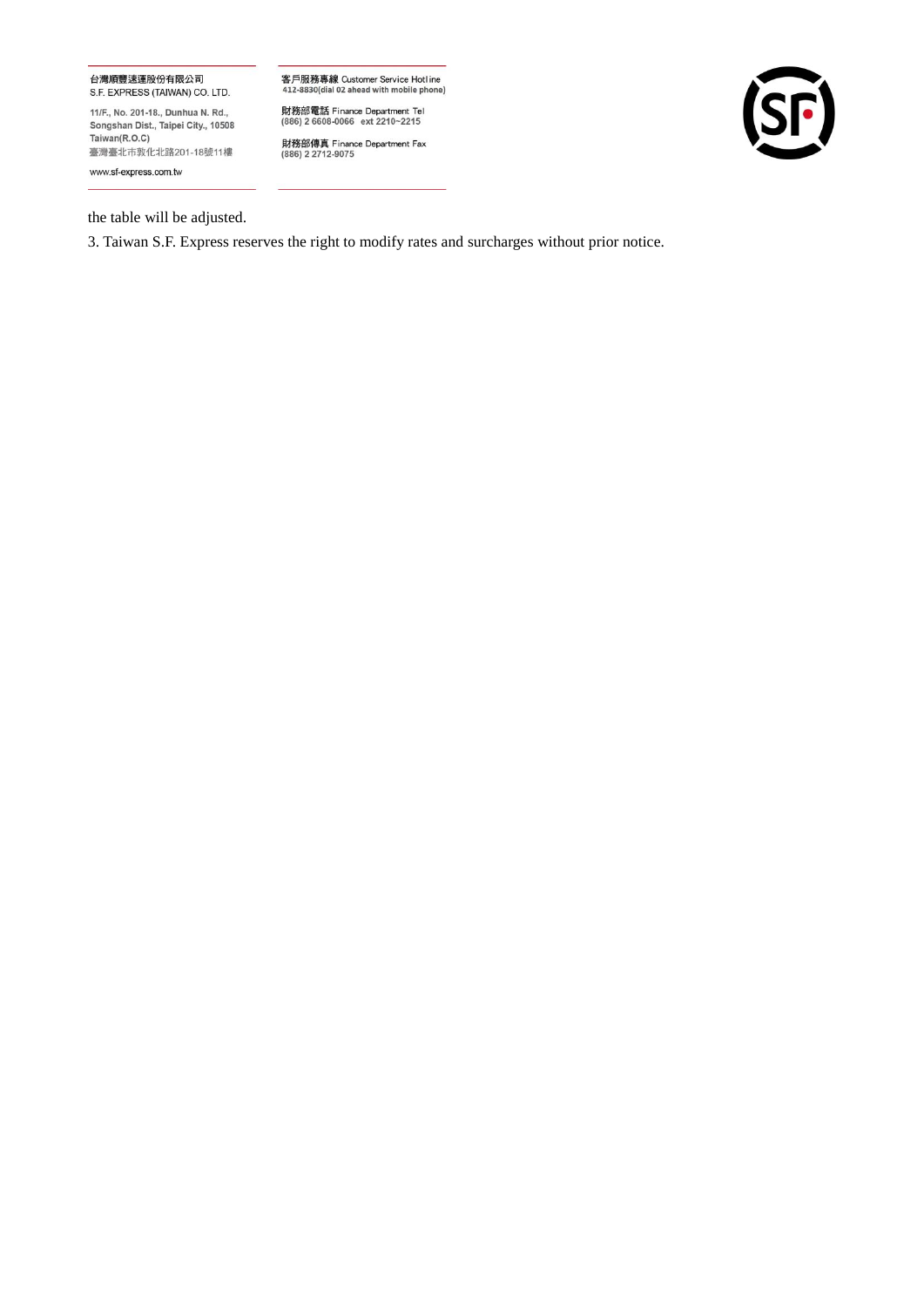the table will be adjusted.

3. Taiwan S.F. Express reserves the right to modify rates and surcharges without prior notice.